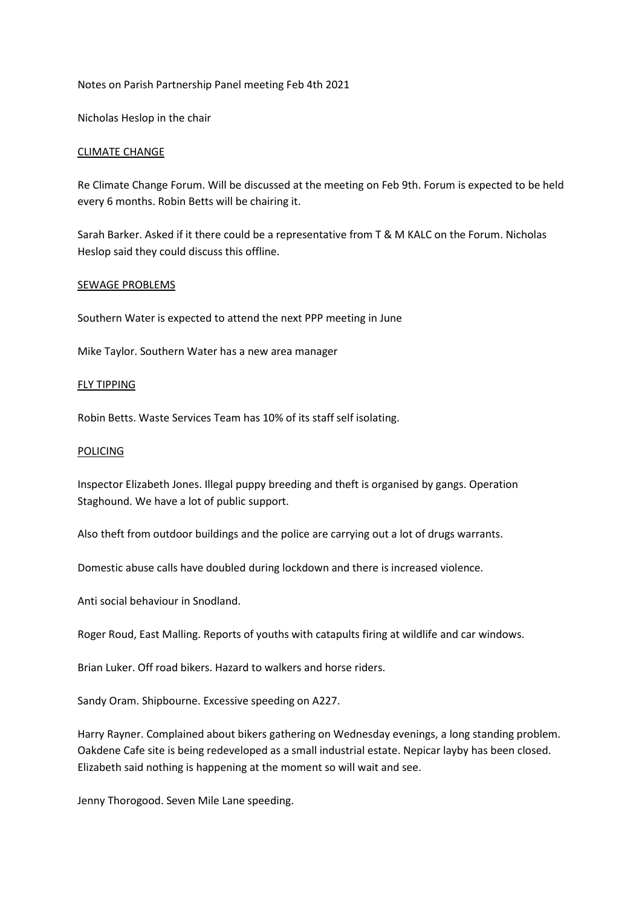Notes on Parish Partnership Panel meeting Feb 4th 2021

Nicholas Heslop in the chair

## CLIMATE CHANGE

Re Climate Change Forum. Will be discussed at the meeting on Feb 9th. Forum is expected to be held every 6 months. Robin Betts will be chairing it.

Sarah Barker. Asked if it there could be a representative from T & M KALC on the Forum. Nicholas Heslop said they could discuss this offline.

## SEWAGE PROBLEMS

Southern Water is expected to attend the next PPP meeting in June

Mike Taylor. Southern Water has a new area manager

## FLY TIPPING

Robin Betts. Waste Services Team has 10% of its staff self isolating.

## POLICING

Inspector Elizabeth Jones. Illegal puppy breeding and theft is organised by gangs. Operation Staghound. We have a lot of public support.

Also theft from outdoor buildings and the police are carrying out a lot of drugs warrants.

Domestic abuse calls have doubled during lockdown and there is increased violence.

Anti social behaviour in Snodland.

Roger Roud, East Malling. Reports of youths with catapults firing at wildlife and car windows.

Brian Luker. Off road bikers. Hazard to walkers and horse riders.

Sandy Oram. Shipbourne. Excessive speeding on A227.

Harry Rayner. Complained about bikers gathering on Wednesday evenings, a long standing problem. Oakdene Cafe site is being redeveloped as a small industrial estate. Nepicar layby has been closed. Elizabeth said nothing is happening at the moment so will wait and see.

Jenny Thorogood. Seven Mile Lane speeding.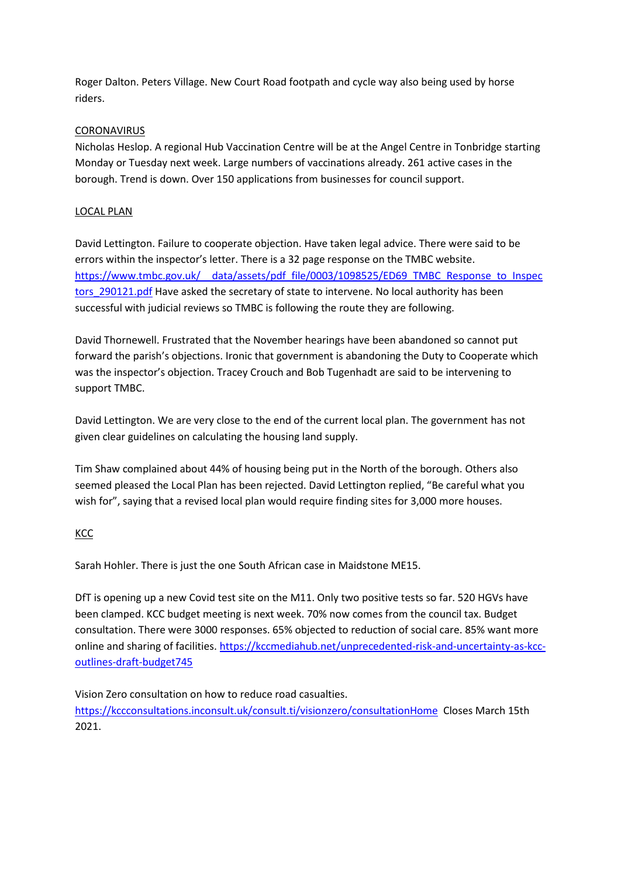Roger Dalton. Peters Village. New Court Road footpath and cycle way also being used by horse riders.

## CORONAVIRUS

Nicholas Heslop. A regional Hub Vaccination Centre will be at the Angel Centre in Tonbridge starting Monday or Tuesday next week. Large numbers of vaccinations already. 261 active cases in the borough. Trend is down. Over 150 applications from businesses for council support.

## LOCAL PLAN

David Lettington. Failure to cooperate objection. Have taken legal advice. There were said to be errors within the inspector's letter. There is a 32 page response on the TMBC website. https://www.tmbc.gov.uk/__data/assets/pdf_file/0003/1098525/ED69_TMBC_Response_to_Inspectors_290121.pdf Have asked the secretary of state to intervene. No local authority has been successful with judicial reviews so TMBC is following the route they are following.

David Thornewell. Frustrated that the November hearings have been abandoned so cannot put forward the parish's objections. Ironic that government is abandoning the Duty to Cooperate which was the inspector's objection. Tracey Crouch and Bob Tugenhadt are said to be intervening to support TMBC.

David Lettington. We are very close to the end of the current local plan. The government has not given clear guidelines on calculating the housing land supply.

Tim Shaw complained about 44% of housing being put in the North of the borough. Others also seemed pleased the Local Plan has been rejected. David Lettington replied, "Be careful what you wish for", saying that a revised local plan would require finding sites for 3,000 more houses.

## KCC

Sarah Hohler. There is just the one South African case in Maidstone ME15.

DfT is opening up a new Covid test site on the M11. Only two positive tests so far. 520 HGVs have been clamped. KCC budget meeting is next week. 70% now comes from the council tax. Budget consultation. There were 3000 responses. 65% objected to reduction of social care. 85% want more online and sharing of facilities. https://kccmediahub.net/unprecedented-risk-and-uncertainty-as-kcc-outlines-draft-budget745

Vision Zero consultation on how to reduce road casualties. https://kccconsultations.inconsult.uk/consult.ti/visionzero/consultationHome Closes March 15th 2021.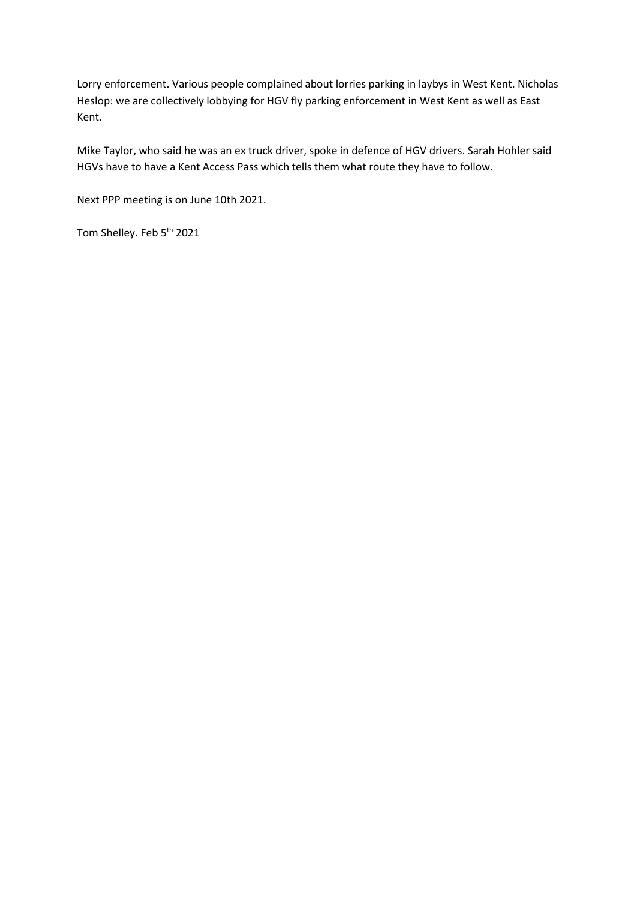Lorry enforcement. Various people complained about lorries parking in laybys in West Kent. Nicholas Heslop: we are collectively lobbying for HGV fly parking enforcement in West Kent as well as East Kent.

Mike Taylor, who said he was an ex truck driver, spoke in defence of HGV drivers. Sarah Hohler said HGVs have to have a Kent Access Pass which tells them what route they have to follow.

Next PPP meeting is on June 10th 2021.

Tom Shelley. Feb 5th 2021